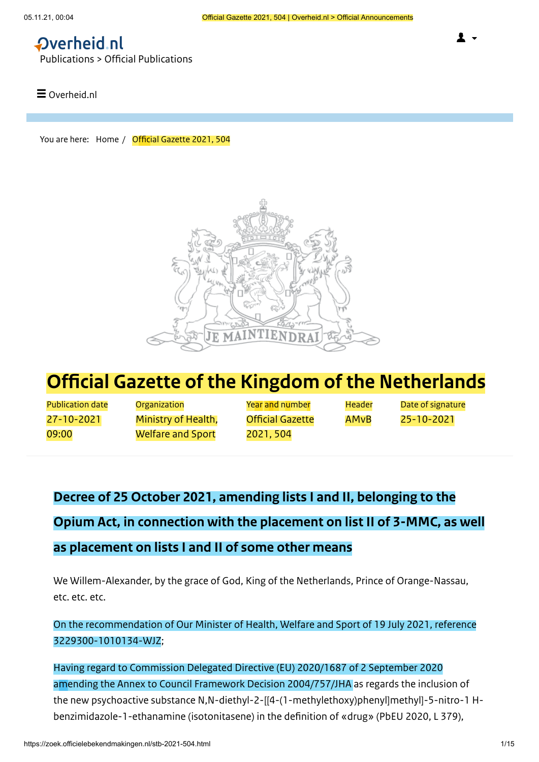Overheid.nl
Publications > Official Publications

Overheid.nl

You are here: Home / Official Gazette 2021, 504

# Official Gazette of the Kingdom of the Netherlands

| Publication date | Organization | Year and number | Header | Date of signature |
|---|---|---|---|---|
| 27-10-2021 09:00 | Ministry of Health, Welfare and Sport | Official Gazette 2021, 504 | AMvB | 25-10-2021 |

## Decree of 25 October 2021, amending lists I and II, belonging to the Opium Act, in connection with the placement on list II of 3-MMC, as well as placement on lists I and II of some other means

We Willem-Alexander, by the grace of God, King of the Netherlands, Prince of Orange-Nassau, etc. etc. etc.

On the recommendation of Our Minister of Health, Welfare and Sport of 19 July 2021, reference 3229300-1010134-WJZ;

Having regard to Commission Delegated Directive (EU) 2020/1687 of 2 September 2020 amending the Annex to Council Framework Decision 2004/757/JHA as regards the inclusion of the new psychoactive substance N,N-diethyl-2-[[4-(1-methylethoxy)phenyl]methyl]-5-nitro-1 H-benzimidazole-1-ethanamine (isotonitazene) in the definition of «drug» (PbEU 2020, L 379),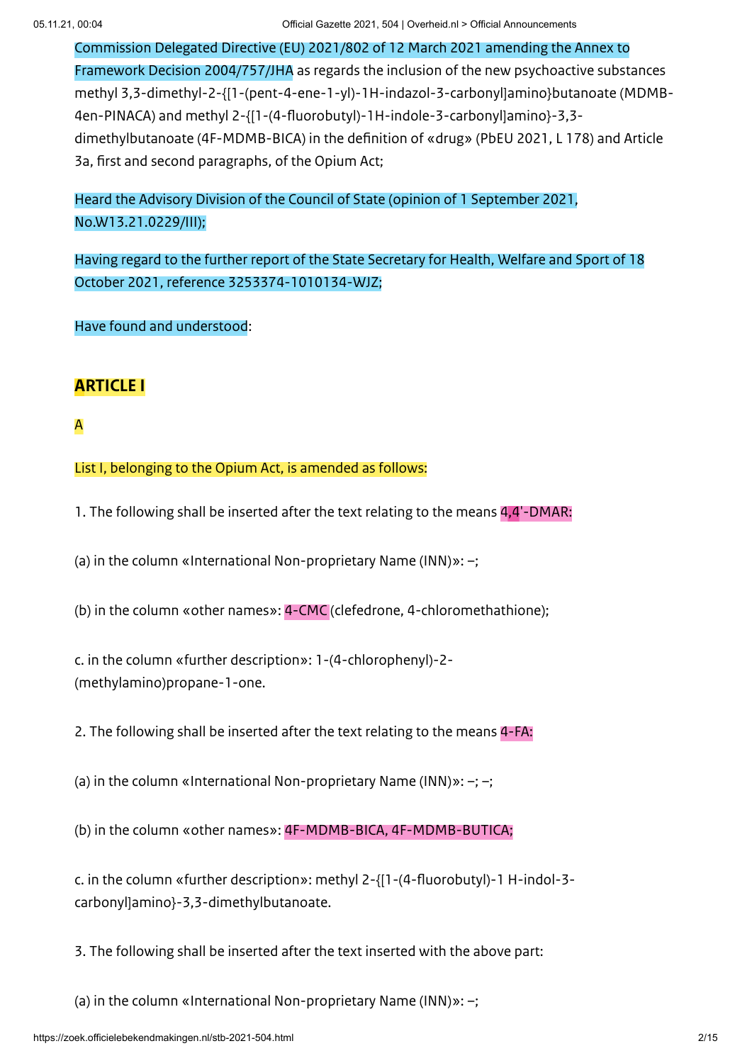Commission Delegated Directive (EU) 2021/802 of 12 March 2021 amending the Annex to Framework Decision 2004/757/JHA as regards the inclusion of the new psychoactive substances methyl 3,3-dimethyl-2-{[1-(pent-4-ene-1-yl)-1H-indazol-3-carbonyl]amino}butanoate (MDMB-4en-PINACA) and methyl 2-{[1-(4-fluorobutyl)-1H-indole-3-carbonyl]amino}-3,3-dimethylbutanoate (4F-MDMB-BICA) in the definition of «drug» (PbEU 2021, L 178) and Article 3a, first and second paragraphs, of the Opium Act;

Heard the Advisory Division of the Council of State (opinion of 1 September 2021, No.W13.21.0229/III);

Having regard to the further report of the State Secretary for Health, Welfare and Sport of 18 October 2021, reference 3253374-1010134-WJZ;

Have found and understood:

## ARTICLE I

A

List I, belonging to the Opium Act, is amended as follows:

1. The following shall be inserted after the text relating to the means 4,4'-DMAR:

(a) in the column «International Non-proprietary Name (INN)»: –;

(b) in the column «other names»: 4-CMC (clefedrone, 4-chloromethathione);

c. in the column «further description»: 1-(4-chlorophenyl)-2-(methylamino)propane-1-one.

2. The following shall be inserted after the text relating to the means 4-FA:

(a) in the column «International Non-proprietary Name (INN)»: –; –;

(b) in the column «other names»: 4F-MDMB-BICA, 4F-MDMB-BUTICA;

c. in the column «further description»: methyl 2-{[1-(4-fluorobutyl)-1 H-indol-3-carbonyl]amino}-3,3-dimethylbutanoate.

3. The following shall be inserted after the text inserted with the above part:

(a) in the column «International Non-proprietary Name (INN)»: –;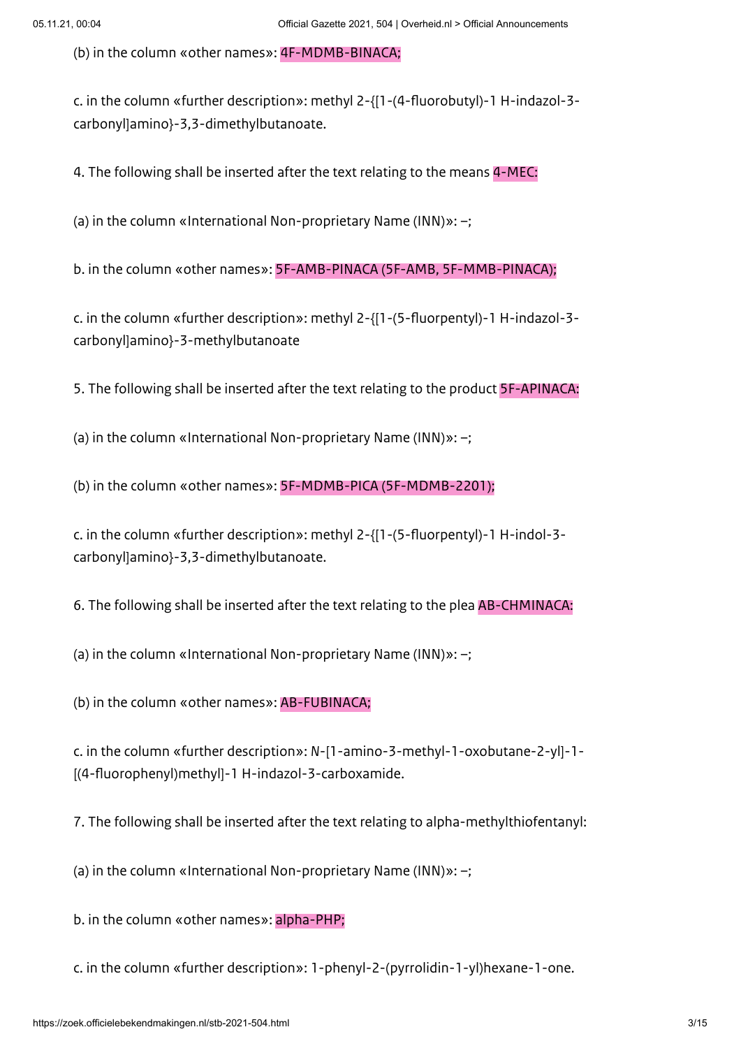(b) in the column «other names»: 4F-MDMB-BINACA;

c. in the column «further description»: methyl 2-{[1-(4-fluorobutyl)-1 H-indazol-3-carbonyl]amino}-3,3-dimethylbutanoate.

4. The following shall be inserted after the text relating to the means 4-MEC:

(a) in the column «International Non-proprietary Name (INN)»: –;

b. in the column «other names»: 5F-AMB-PINACA (5F-AMB, 5F-MMB-PINACA);

c. in the column «further description»: methyl 2-{[1-(5-fluorpentyl)-1 H-indazol-3-carbonyl]amino}-3-methylbutanoate

5. The following shall be inserted after the text relating to the product 5F-APINACA:

(a) in the column «International Non-proprietary Name (INN)»: –;

(b) in the column «other names»: 5F-MDMB-PICA (5F-MDMB-2201);

c. in the column «further description»: methyl 2-{[1-(5-fluorpentyl)-1 H-indol-3-carbonyl]amino}-3,3-dimethylbutanoate.

6. The following shall be inserted after the text relating to the plea AB-CHMINACA:

(a) in the column «International Non-proprietary Name (INN)»: –;

(b) in the column «other names»: AB-FUBINACA;

c. in the column «further description»: *N*-[1-amino-3-methyl-1-oxobutane-2-yl]-1-[(4-fluorophenyl)methyl]-1 H-indazol-3-carboxamide.

7. The following shall be inserted after the text relating to alpha-methylthiofentanyl:

(a) in the column «International Non-proprietary Name (INN)»: –;

b. in the column «other names»: alpha-PHP;

c. in the column «further description»: 1-phenyl-2-(pyrrolidin-1-yl)hexane-1-one.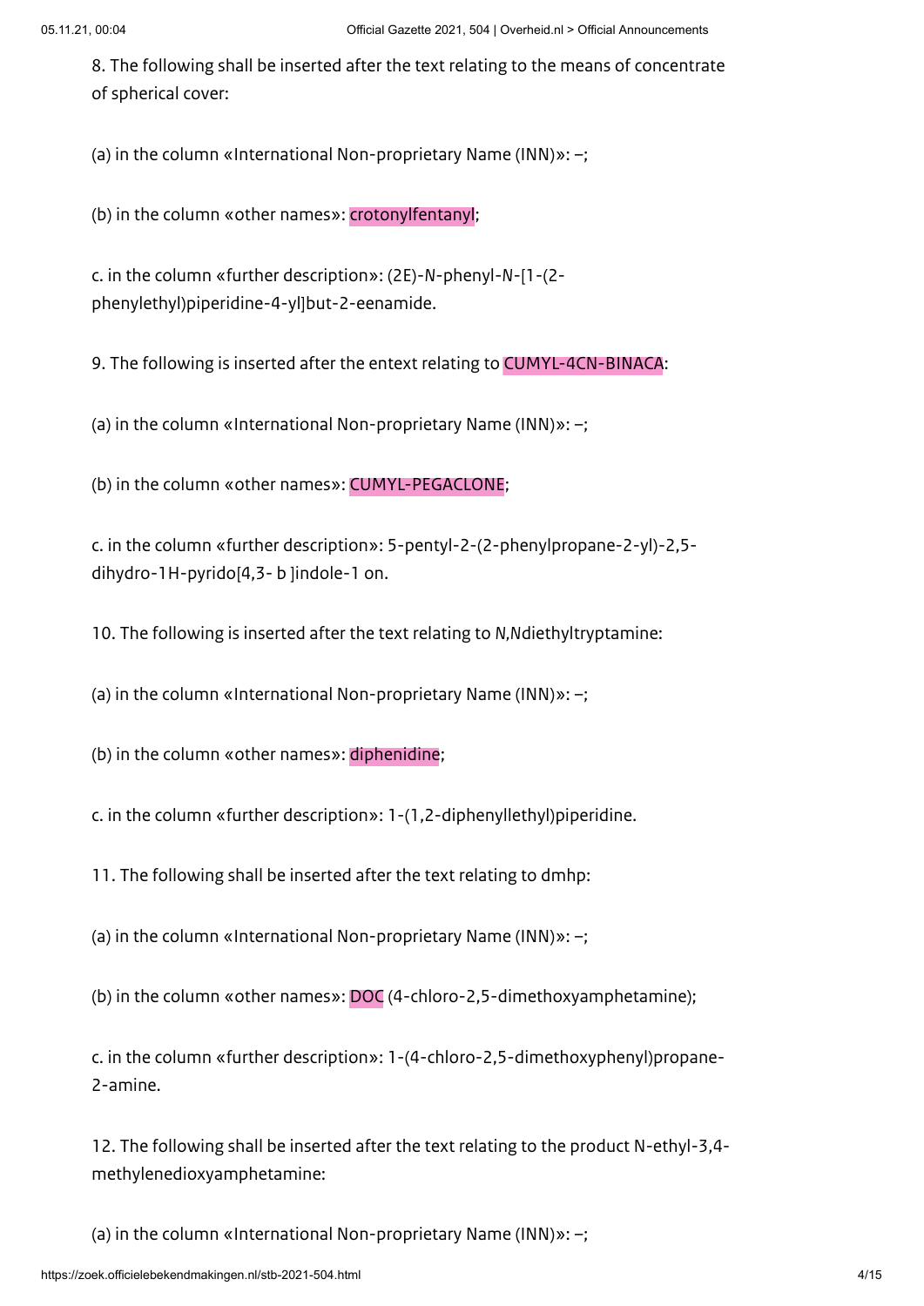8. The following shall be inserted after the text relating to the means of concentrate of spherical cover:

(a) in the column «International Non-proprietary Name (INN)»: –;

(b) in the column «other names»: crotonylfentanyl;

c. in the column «further description»: (2E)-N-phenyl-N-[1-(2-phenylethyl)piperidine-4-yl]but-2-eenamide.

9. The following is inserted after the entext relating to CUMYL-4CN-BINACA:

(a) in the column «International Non-proprietary Name (INN)»: –;

(b) in the column «other names»: CUMYL-PEGACLONE;

c. in the column «further description»: 5-pentyl-2-(2-phenylpropane-2-yl)-2,5-dihydro-1H-pyrido[4,3- b ]indole-1 on.

10. The following is inserted after the text relating to N,Ndiethyltryptamine:

(a) in the column «International Non-proprietary Name (INN)»: –;

(b) in the column «other names»: diphenidine;

c. in the column «further description»: 1-(1,2-diphenyllethyl)piperidine.

11. The following shall be inserted after the text relating to dmhp:

(a) in the column «International Non-proprietary Name (INN)»: –;

(b) in the column «other names»: DOC (4-chloro-2,5-dimethoxyamphetamine);

c. in the column «further description»: 1-(4-chloro-2,5-dimethoxyphenyl)propane-2-amine.

12. The following shall be inserted after the text relating to the product N-ethyl-3,4-methylenedioxyamphetamine:

(a) in the column «International Non-proprietary Name (INN)»: –;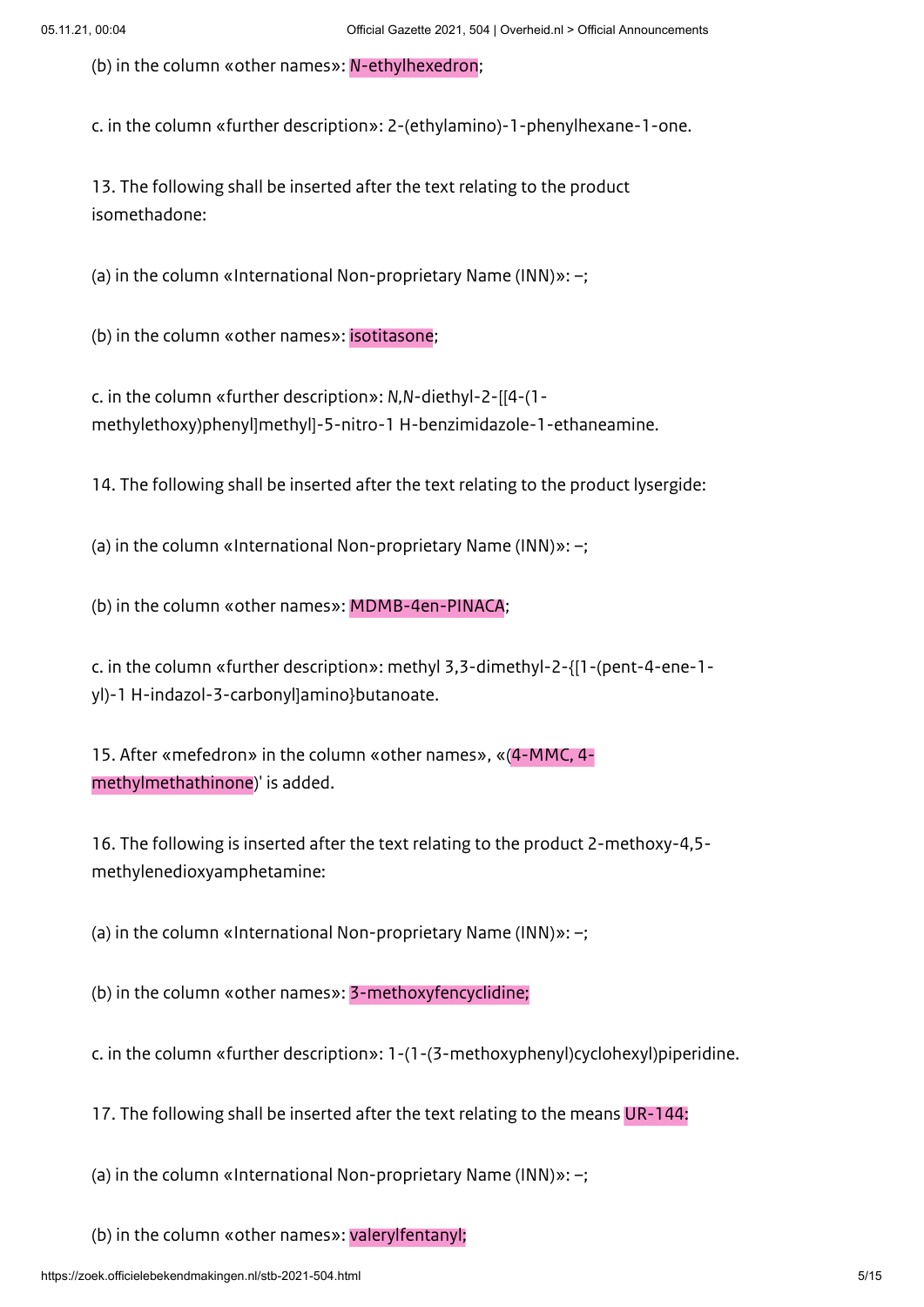(b) in the column «other names»: N-ethylhexedron;

c. in the column «further description»: 2-(ethylamino)-1-phenylhexane-1-one.

13. The following shall be inserted after the text relating to the product isomethadone:

(a) in the column «International Non-proprietary Name (INN)»: –;

(b) in the column «other names»: isotitasone;

c. in the column «further description»: *N*,*N*-diethyl-2-[[4-(1-methylethoxy)phenyl]methyl]-5-nitro-1 H-benzimidazole-1-ethaneamine.

14. The following shall be inserted after the text relating to the product lysergide:

(a) in the column «International Non-proprietary Name (INN)»: –;

(b) in the column «other names»: MDMB-4en-PINACA;

c. in the column «further description»: methyl 3,3-dimethyl-2-{[1-(pent-4-ene-1-yl)-1 H-indazol-3-carbonyl]amino}butanoate.

15. After «mefedron» in the column «other names», «(4-MMC, 4-methylmethathinone)' is added.

16. The following is inserted after the text relating to the product 2-methoxy-4,5-methylenedioxyamphetamine:

(a) in the column «International Non-proprietary Name (INN)»: –;

(b) in the column «other names»: 3-methoxyfencyclidine;

c. in the column «further description»: 1-(1-(3-methoxyphenyl)cyclohexyl)piperidine.

17. The following shall be inserted after the text relating to the means UR-144:

(a) in the column «International Non-proprietary Name (INN)»: –;

(b) in the column «other names»: valerylfentanyl;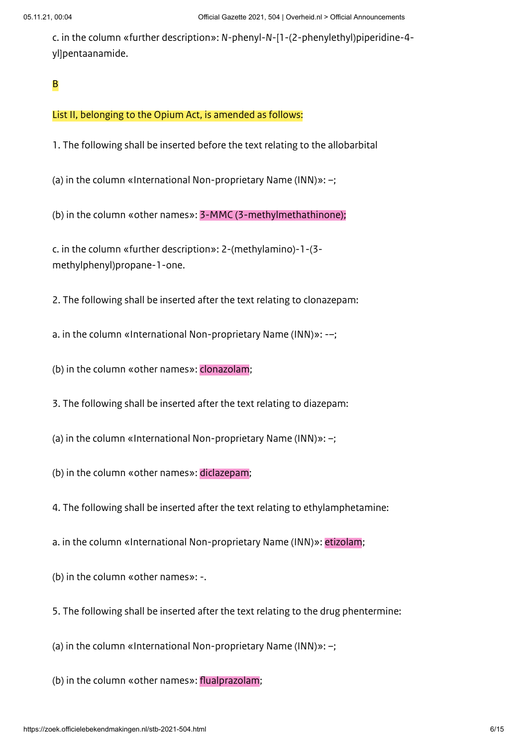c. in the column «further description»: *N*-phenyl-*N*-[1-(2-phenylethyl)piperidine-4-yl]pentaanamide.

B

List II, belonging to the Opium Act, is amended as follows:

1. The following shall be inserted before the text relating to the allobarbital

(a) in the column «International Non-proprietary Name (INN)»: –;

(b) in the column «other names»: 3-MMC (3-methylmethathinone);

c. in the column «further description»: 2-(methylamino)-1-(3-methylphenyl)propane-1-one.

2. The following shall be inserted after the text relating to clonazepam:

a. in the column «International Non-proprietary Name (INN)»: -–;

(b) in the column «other names»: clonazolam;

3. The following shall be inserted after the text relating to diazepam:

(a) in the column «International Non-proprietary Name (INN)»: –;

(b) in the column «other names»: diclazepam;

4. The following shall be inserted after the text relating to ethylamphetamine:

a. in the column «International Non-proprietary Name (INN)»: etizolam;

(b) in the column «other names»: -.

5. The following shall be inserted after the text relating to the drug phentermine:

(a) in the column «International Non-proprietary Name (INN)»: –;

(b) in the column «other names»: flualprazolam;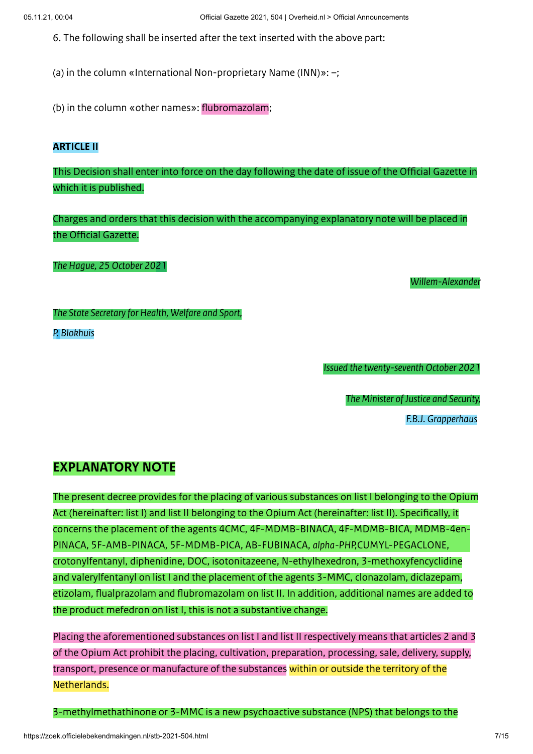6. The following shall be inserted after the text inserted with the above part:

(a) in the column «International Non-proprietary Name (INN)»: –;

(b) in the column «other names»: flubromazolam;

**ARTICLE II**

This Decision shall enter into force on the day following the date of issue of the Official Gazette in which it is published.

Charges and orders that this decision with the accompanying explanatory note will be placed in the Official Gazette.

*The Hague, 25 October 2021*

*Willem-Alexander*

*The State Secretary for Health, Welfare and Sport,*

*P. Blokhuis*

*Issued the twenty-seventh October 2021*

*The Minister of Justice and Security,*

*F.B.J. Grapperhaus*

## EXPLANATORY NOTE

The present decree provides for the placing of various substances on list I belonging to the Opium Act (hereinafter: list I) and list II belonging to the Opium Act (hereinafter: list II). Specifically, it concerns the placement of the agents 4CMC, 4F-MDMB-BINACA, 4F-MDMB-BICA, MDMB-4en-PINACA, 5F-AMB-PINACA, 5F-MDMB-PICA, AB-FUBINACA, *alpha-PHP*,CUMYL-PEGACLONE, crotonylfentanyl, diphenidine, DOC, isotonitazeene, N-ethylhexedron, 3-methoxyfencyclidine and valerylfentanyl on list I and the placement of the agents 3-MMC, clonazolam, diclazepam, etizolam, flualprazolam and flubromazolam on list II. In addition, additional names are added to the product mefedron on list I, this is not a substantive change.

Placing the aforementioned substances on list I and list II respectively means that articles 2 and 3 of the Opium Act prohibit the placing, cultivation, preparation, processing, sale, delivery, supply, transport, presence or manufacture of the substances within or outside the territory of the Netherlands.

3-methylmethathinone or 3-MMC is a new psychoactive substance (NPS) that belongs to the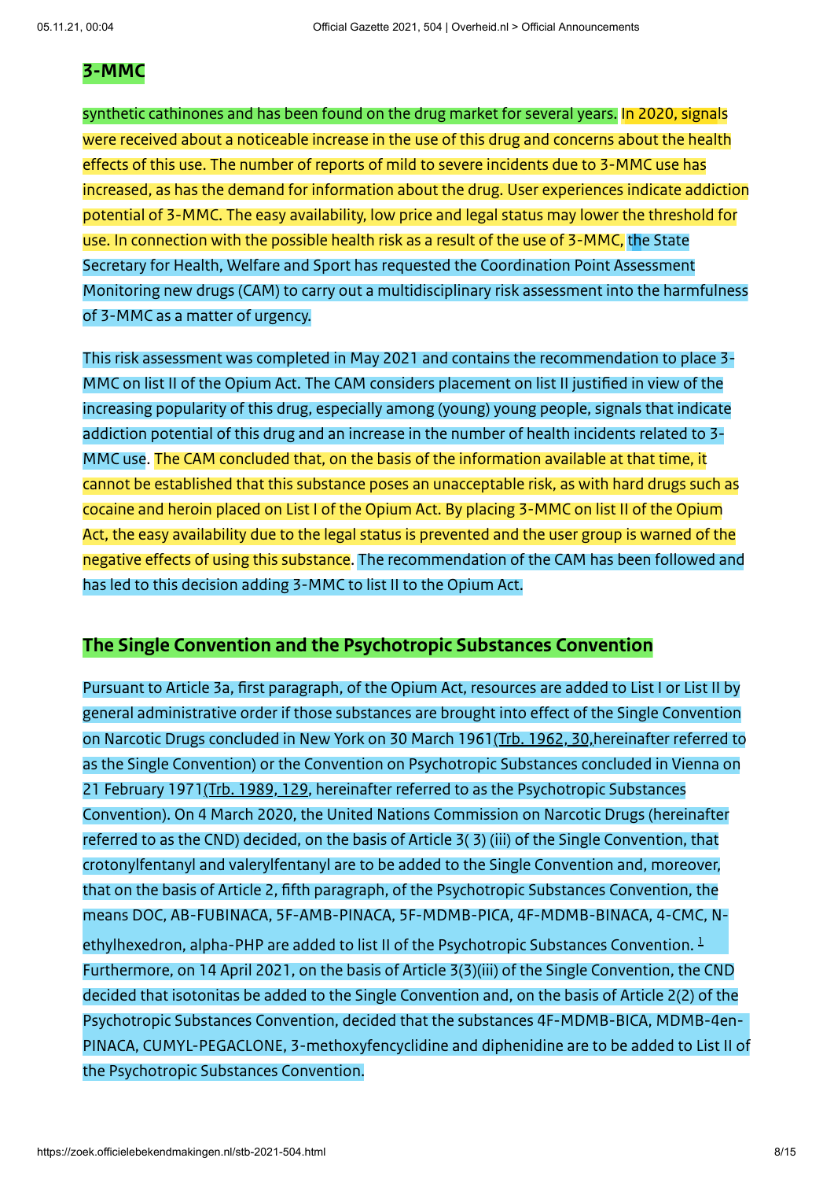## 3-MMC

synthetic cathinones and has been found on the drug market for several years. In 2020, signals were received about a noticeable increase in the use of this drug and concerns about the health effects of this use. The number of reports of mild to severe incidents due to 3-MMC use has increased, as has the demand for information about the drug. User experiences indicate addiction potential of 3-MMC. The easy availability, low price and legal status may lower the threshold for use. In connection with the possible health risk as a result of the use of 3-MMC, the State Secretary for Health, Welfare and Sport has requested the Coordination Point Assessment Monitoring new drugs (CAM) to carry out a multidisciplinary risk assessment into the harmfulness of 3-MMC as a matter of urgency.

This risk assessment was completed in May 2021 and contains the recommendation to place 3-MMC on list II of the Opium Act. The CAM considers placement on list II justified in view of the increasing popularity of this drug, especially among (young) young people, signals that indicate addiction potential of this drug and an increase in the number of health incidents related to 3-MMC use. The CAM concluded that, on the basis of the information available at that time, it cannot be established that this substance poses an unacceptable risk, as with hard drugs such as cocaine and heroin placed on List I of the Opium Act. By placing 3-MMC on list II of the Opium Act, the easy availability due to the legal status is prevented and the user group is warned of the negative effects of using this substance. The recommendation of the CAM has been followed and has led to this decision adding 3-MMC to list II to the Opium Act.

## The Single Convention and the Psychotropic Substances Convention

Pursuant to Article 3a, first paragraph, of the Opium Act, resources are added to List I or List II by general administrative order if those substances are brought into effect of the Single Convention on Narcotic Drugs concluded in New York on 30 March 1961(Trb. 1962, 30,hereinafter referred to as the Single Convention) or the Convention on Psychotropic Substances concluded in Vienna on 21 February 1971(Trb. 1989, 129, hereinafter referred to as the Psychotropic Substances Convention). On 4 March 2020, the United Nations Commission on Narcotic Drugs (hereinafter referred to as the CND) decided, on the basis of Article 3( 3) (iii) of the Single Convention, that crotonylfentanyl and valerylfentanyl are to be added to the Single Convention and, moreover, that on the basis of Article 2, fifth paragraph, of the Psychotropic Substances Convention, the means DOC, AB-FUBINACA, 5F-AMB-PINACA, 5F-MDMB-PICA, 4F-MDMB-BINACA, 4-CMC, N-ethylhexedron, alpha-PHP are added to list II of the Psychotropic Substances Convention. [1] Furthermore, on 14 April 2021, on the basis of Article 3(3)(iii) of the Single Convention, the CND decided that isotonitas be added to the Single Convention and, on the basis of Article 2(2) of the Psychotropic Substances Convention, decided that the substances 4F-MDMB-BICA, MDMB-4en-PINACA, CUMYL-PEGACLONE, 3-methoxyfencyclidine and diphenidine are to be added to List II of the Psychotropic Substances Convention.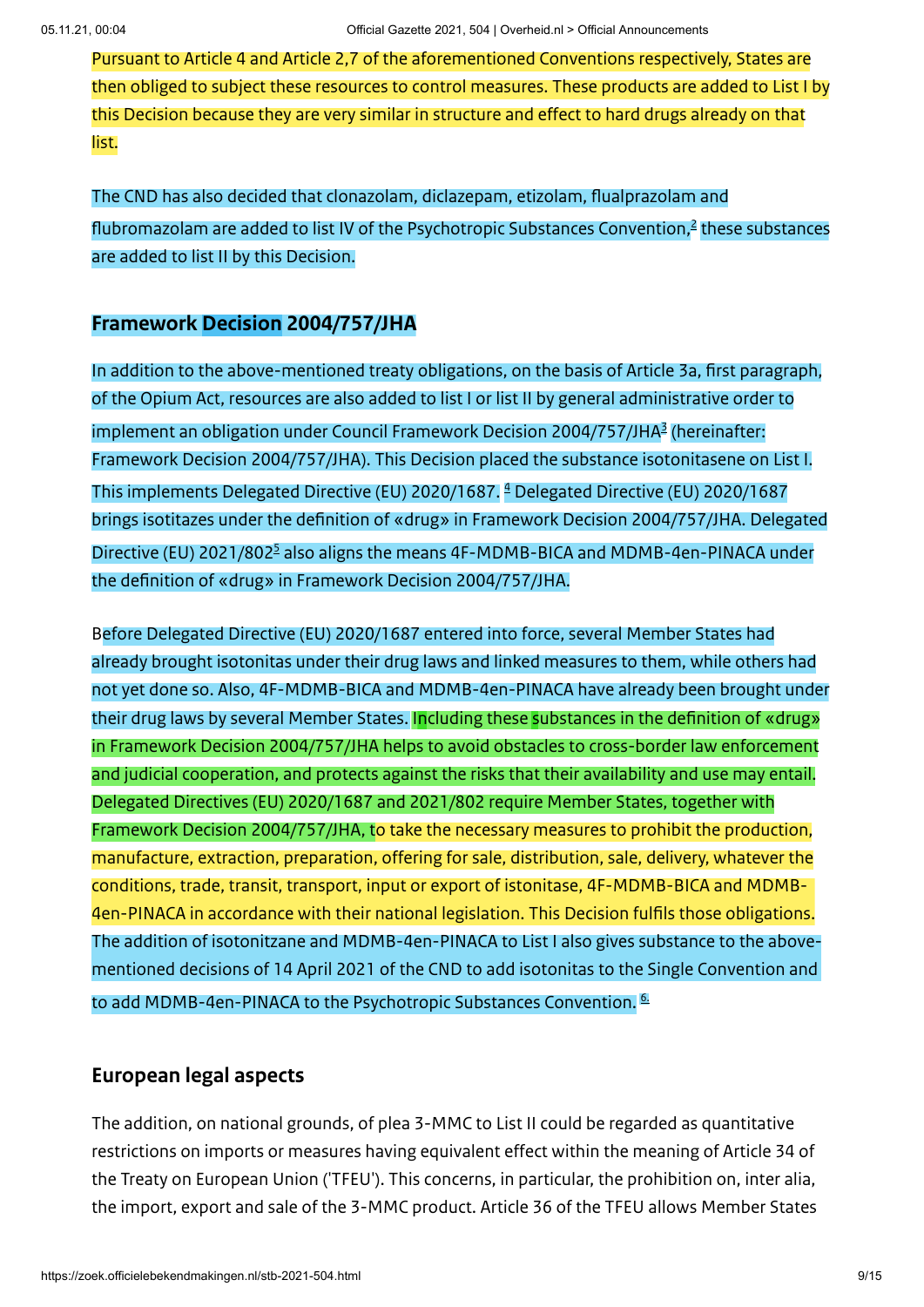Pursuant to Article 4 and Article 2,7 of the aforementioned Conventions respectively, States are then obliged to subject these resources to control measures. These products are added to List I by this Decision because they are very similar in structure and effect to hard drugs already on that list.

The CND has also decided that clonazolam, diclazepam, etizolam, flualprazolam and flubromazolam are added to list IV of the Psychotropic Substances Convention,[2] these substances are added to list II by this Decision.

## Framework Decision 2004/757/JHA

In addition to the above-mentioned treaty obligations, on the basis of Article 3a, first paragraph, of the Opium Act, resources are also added to list I or list II by general administrative order to implement an obligation under Council Framework Decision 2004/757/JHA[3] (hereinafter: Framework Decision 2004/757/JHA). This Decision placed the substance isotonitasene on List I. This implements Delegated Directive (EU) 2020/1687. [4] Delegated Directive (EU) 2020/1687 brings isotitazes under the definition of «drug» in Framework Decision 2004/757/JHA. Delegated Directive (EU) 2021/802[5] also aligns the means 4F-MDMB-BICA and MDMB-4en-PINACA under the definition of «drug» in Framework Decision 2004/757/JHA.

Before Delegated Directive (EU) 2020/1687 entered into force, several Member States had already brought isotonitas under their drug laws and linked measures to them, while others had not yet done so. Also, 4F-MDMB-BICA and MDMB-4en-PINACA have already been brought under their drug laws by several Member States. Including these substances in the definition of «drug» in Framework Decision 2004/757/JHA helps to avoid obstacles to cross-border law enforcement and judicial cooperation, and protects against the risks that their availability and use may entail. Delegated Directives (EU) 2020/1687 and 2021/802 require Member States, together with Framework Decision 2004/757/JHA, to take the necessary measures to prohibit the production, manufacture, extraction, preparation, offering for sale, distribution, sale, delivery, whatever the conditions, trade, transit, transport, input or export of istonitase, 4F-MDMB-BICA and MDMB-4en-PINACA in accordance with their national legislation. This Decision fulfils those obligations. The addition of isotonitzane and MDMB-4en-PINACA to List I also gives substance to the above-mentioned decisions of 14 April 2021 of the CND to add isotonitas to the Single Convention and to add MDMB-4en-PINACA to the Psychotropic Substances Convention. [6.]

## European legal aspects

The addition, on national grounds, of plea 3-MMC to List II could be regarded as quantitative restrictions on imports or measures having equivalent effect within the meaning of Article 34 of the Treaty on European Union ('TFEU'). This concerns, in particular, the prohibition on, inter alia, the import, export and sale of the 3-MMC product. Article 36 of the TFEU allows Member States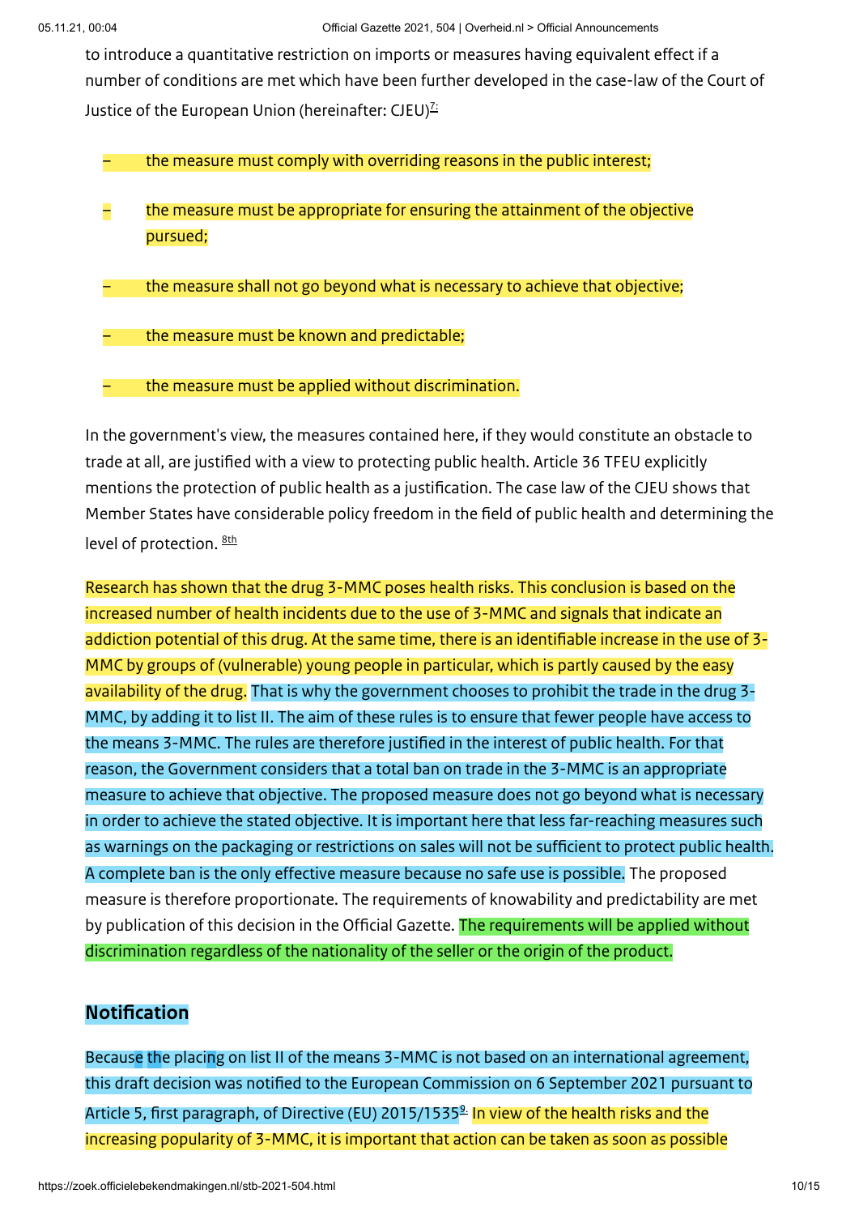to introduce a quantitative restriction on imports or measures having equivalent effect if a number of conditions are met which have been further developed in the case-law of the Court of Justice of the European Union (hereinafter: CJEU)[7]:

- the measure must comply with overriding reasons in the public interest;
- the measure must be appropriate for ensuring the attainment of the objective pursued;
- the measure shall not go beyond what is necessary to achieve that objective;
- the measure must be known and predictable;
- the measure must be applied without discrimination.

In the government's view, the measures contained here, if they would constitute an obstacle to trade at all, are justified with a view to protecting public health. Article 36 TFEU explicitly mentions the protection of public health as a justification. The case law of the CJEU shows that Member States have considerable policy freedom in the field of public health and determining the level of protection. [8th]

Research has shown that the drug 3-MMC poses health risks. This conclusion is based on the increased number of health incidents due to the use of 3-MMC and signals that indicate an addiction potential of this drug. At the same time, there is an identifiable increase in the use of 3-MMC by groups of (vulnerable) young people in particular, which is partly caused by the easy availability of the drug. That is why the government chooses to prohibit the trade in the drug 3-MMC, by adding it to list II. The aim of these rules is to ensure that fewer people have access to the means 3-MMC. The rules are therefore justified in the interest of public health. For that reason, the Government considers that a total ban on trade in the 3-MMC is an appropriate measure to achieve that objective. The proposed measure does not go beyond what is necessary in order to achieve the stated objective. It is important here that less far-reaching measures such as warnings on the packaging or restrictions on sales will not be sufficient to protect public health. A complete ban is the only effective measure because no safe use is possible. The proposed measure is therefore proportionate. The requirements of knowability and predictability are met by publication of this decision in the Official Gazette. The requirements will be applied without discrimination regardless of the nationality of the seller or the origin of the product.

## Notification

Because the placing on list II of the means 3-MMC is not based on an international agreement, this draft decision was notified to the European Commission on 6 September 2021 pursuant to Article 5, first paragraph, of Directive (EU) 2015/1535[9]. In view of the health risks and the increasing popularity of 3-MMC, it is important that action can be taken as soon as possible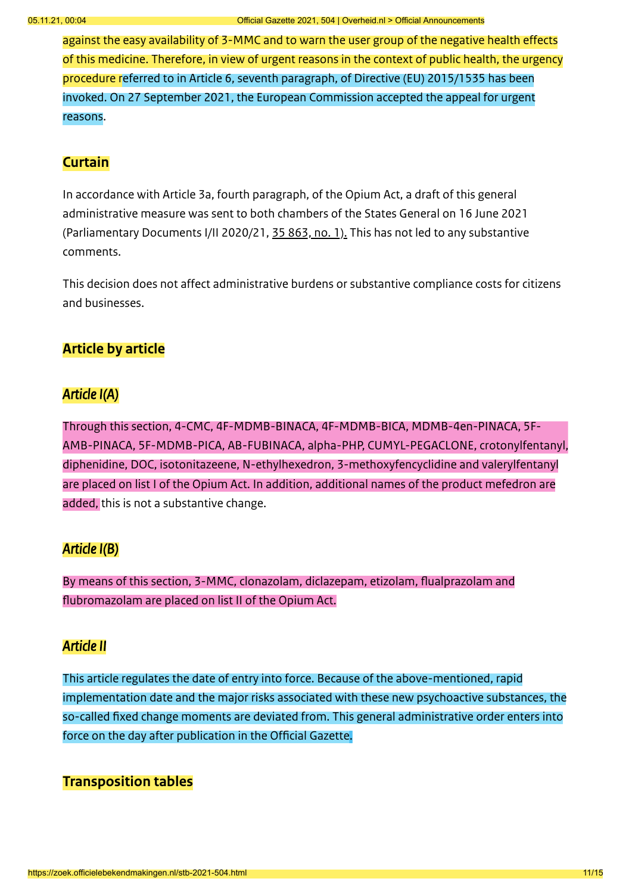against the easy availability of 3-MMC and to warn the user group of the negative health effects of this medicine. Therefore, in view of urgent reasons in the context of public health, the urgency procedure referred to in Article 6, seventh paragraph, of Directive (EU) 2015/1535 has been invoked. On 27 September 2021, the European Commission accepted the appeal for urgent reasons.

## Curtain

In accordance with Article 3a, fourth paragraph, of the Opium Act, a draft of this general administrative measure was sent to both chambers of the States General on 16 June 2021 (Parliamentary Documents I/II 2020/21, 35 863, no. 1). This has not led to any substantive comments.

This decision does not affect administrative burdens or substantive compliance costs for citizens and businesses.

## Article by article

### *Article I(A)*

Through this section, 4-CMC, 4F-MDMB-BINACA, 4F-MDMB-BICA, MDMB-4en-PINACA, 5F-AMB-PINACA, 5F-MDMB-PICA, AB-FUBINACA, alpha-PHP, CUMYL-PEGACLONE, crotonylfentanyl, diphenidine, DOC, isotonitazeene, N-ethylhexedron, 3-methoxyfencyclidine and valerylfentanyl are placed on list I of the Opium Act. In addition, additional names of the product mefedron are added, this is not a substantive change.

### *Article I(B)*

By means of this section, 3-MMC, clonazolam, diclazepam, etizolam, flualprazolam and flubromazolam are placed on list II of the Opium Act.

### *Article II*

This article regulates the date of entry into force. Because of the above-mentioned, rapid implementation date and the major risks associated with these new psychoactive substances, the so-called fixed change moments are deviated from. This general administrative order enters into force on the day after publication in the Official Gazette.

## Transposition tables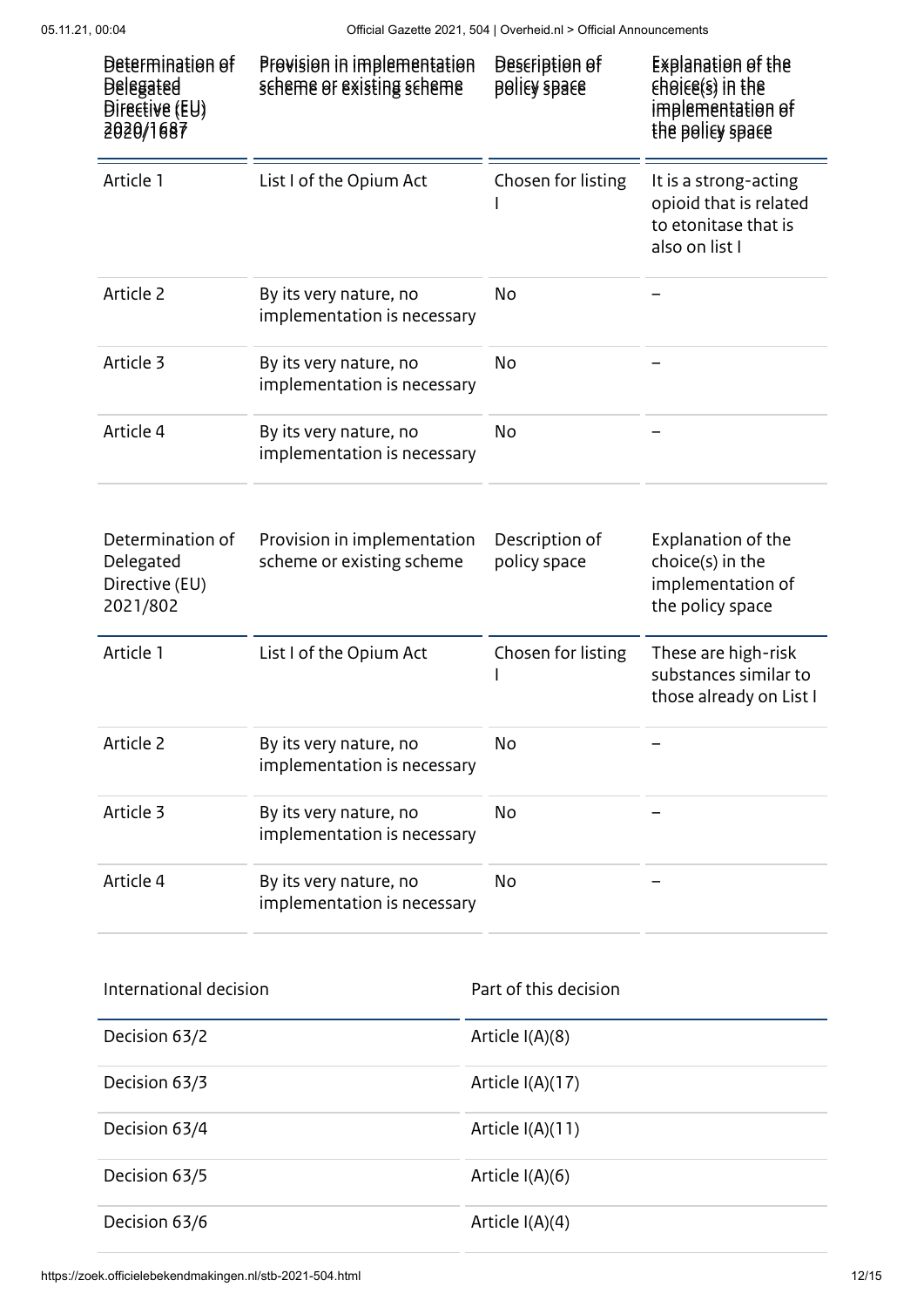| Determination of Delegated Directive (EU) 2020/1687 | Provision in implementation scheme or existing scheme | Description of policy space | Explanation of the choice(s) in the implementation of the policy space |
|---|---|---|---|
| Article 1 | List I of the Opium Act | Chosen for listing I | It is a strong-acting opioid that is related to etonitase that is also on list I |
| Article 2 | By its very nature, no implementation is necessary | No | – |
| Article 3 | By its very nature, no implementation is necessary | No | – |
| Article 4 | By its very nature, no implementation is necessary | No | – |

| Determination of Delegated Directive (EU) 2021/802 | Provision in implementation scheme or existing scheme | Description of policy space | Explanation of the choice(s) in the implementation of the policy space |
|---|---|---|---|
| Article 1 | List I of the Opium Act | Chosen for listing I | These are high-risk substances similar to those already on List I |
| Article 2 | By its very nature, no implementation is necessary | No | – |
| Article 3 | By its very nature, no implementation is necessary | No | – |
| Article 4 | By its very nature, no implementation is necessary | No | – |

| International decision | Part of this decision |
|---|---|
| Decision 63/2 | Article I(A)(8) |
| Decision 63/3 | Article I(A)(17) |
| Decision 63/4 | Article I(A)(11) |
| Decision 63/5 | Article I(A)(6) |
| Decision 63/6 | Article I(A)(4) |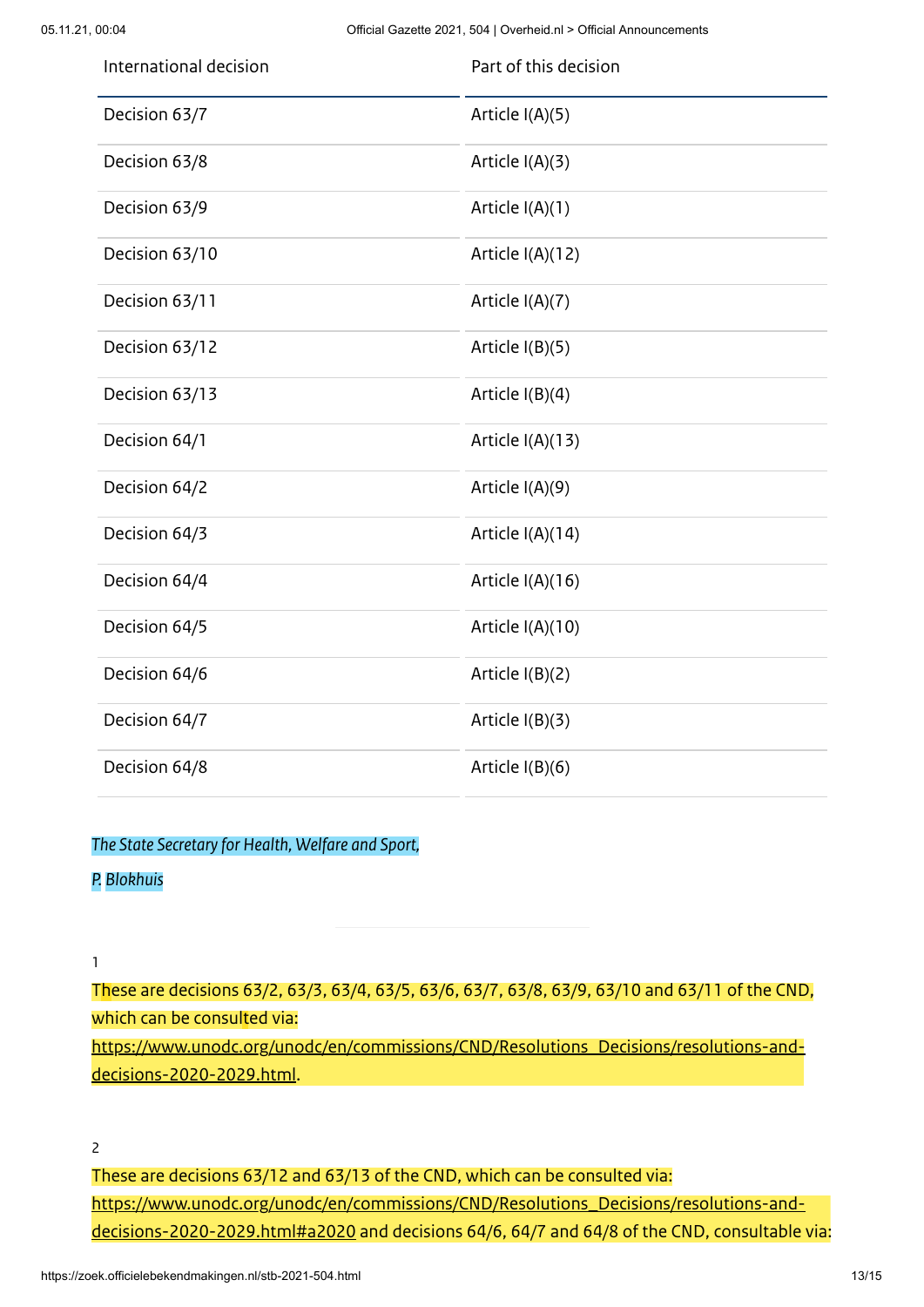| International decision | Part of this decision |
| --- | --- |
| Decision 63/7 | Article I(A)(5) |
| Decision 63/8 | Article I(A)(3) |
| Decision 63/9 | Article I(A)(1) |
| Decision 63/10 | Article I(A)(12) |
| Decision 63/11 | Article I(A)(7) |
| Decision 63/12 | Article I(B)(5) |
| Decision 63/13 | Article I(B)(4) |
| Decision 64/1 | Article I(A)(13) |
| Decision 64/2 | Article I(A)(9) |
| Decision 64/3 | Article I(A)(14) |
| Decision 64/4 | Article I(A)(16) |
| Decision 64/5 | Article I(A)(10) |
| Decision 64/6 | Article I(B)(2) |
| Decision 64/7 | Article I(B)(3) |
| Decision 64/8 | Article I(B)(6) |

*The State Secretary for Health, Welfare and Sport,*

*P. Blokhuis*

1

These are decisions 63/2, 63/3, 63/4, 63/5, 63/6, 63/7, 63/8, 63/9, 63/10 and 63/11 of the CND, which can be consulted via: https://www.unodc.org/unodc/en/commissions/CND/Resolutions_Decisions/resolutions-and-decisions-2020-2029.html.

2

These are decisions 63/12 and 63/13 of the CND, which can be consulted via: https://www.unodc.org/unodc/en/commissions/CND/Resolutions_Decisions/resolutions-and-decisions-2020-2029.html#a2020 and decisions 64/6, 64/7 and 64/8 of the CND, consultable via: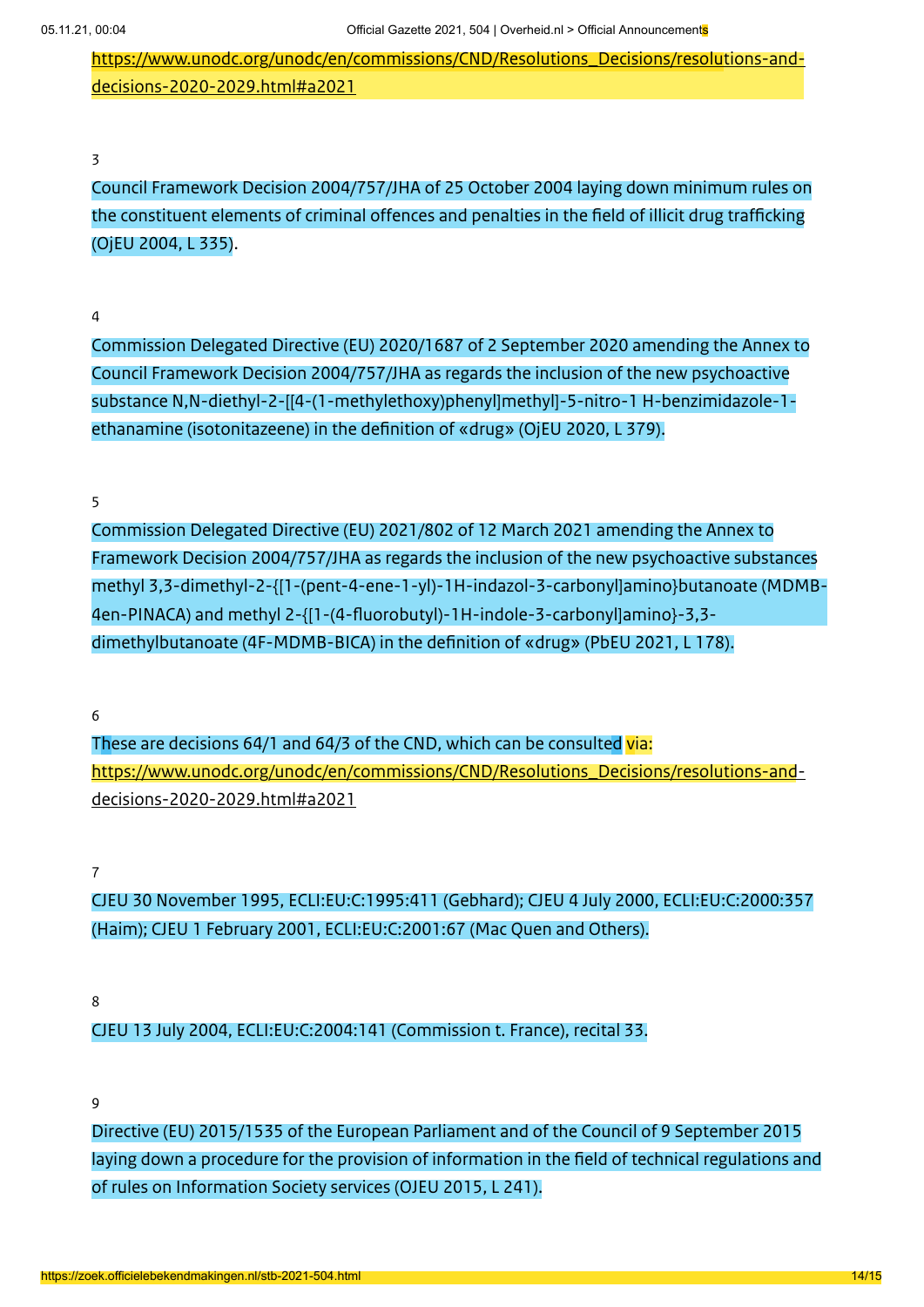https://www.unodc.org/unodc/en/commissions/CND/Resolutions_Decisions/resolutions-and-decisions-2020-2029.html#a2021

3

Council Framework Decision 2004/757/JHA of 25 October 2004 laying down minimum rules on the constituent elements of criminal offences and penalties in the field of illicit drug trafficking (OjEU 2004, L 335).

4

Commission Delegated Directive (EU) 2020/1687 of 2 September 2020 amending the Annex to Council Framework Decision 2004/757/JHA as regards the inclusion of the new psychoactive substance N,N-diethyl-2-[[4-(1-methylethoxy)phenyl]methyl]-5-nitro-1 H-benzimidazole-1-ethanamine (isotonitazeene) in the definition of «drug» (OjEU 2020, L 379).

5

Commission Delegated Directive (EU) 2021/802 of 12 March 2021 amending the Annex to Framework Decision 2004/757/JHA as regards the inclusion of the new psychoactive substances methyl 3,3-dimethyl-2-{[1-(pent-4-ene-1-yl)-1H-indazol-3-carbonyl]amino}butanoate (MDMB-4en-PINACA) and methyl 2-{[1-(4-fluorobutyl)-1H-indole-3-carbonyl]amino}-3,3-dimethylbutanoate (4F-MDMB-BICA) in the definition of «drug» (PbEU 2021, L 178).

6

These are decisions 64/1 and 64/3 of the CND, which can be consulted via: https://www.unodc.org/unodc/en/commissions/CND/Resolutions_Decisions/resolutions-and-decisions-2020-2029.html#a2021

7

CJEU 30 November 1995, ECLI:EU:C:1995:411 (Gebhard); CJEU 4 July 2000, ECLI:EU:C:2000:357 (Haim); CJEU 1 February 2001, ECLI:EU:C:2001:67 (Mac Quen and Others).

8

CJEU 13 July 2004, ECLI:EU:C:2004:141 (Commission t. France), recital 33.

9

Directive (EU) 2015/1535 of the European Parliament and of the Council of 9 September 2015 laying down a procedure for the provision of information in the field of technical regulations and of rules on Information Society services (OJEU 2015, L 241).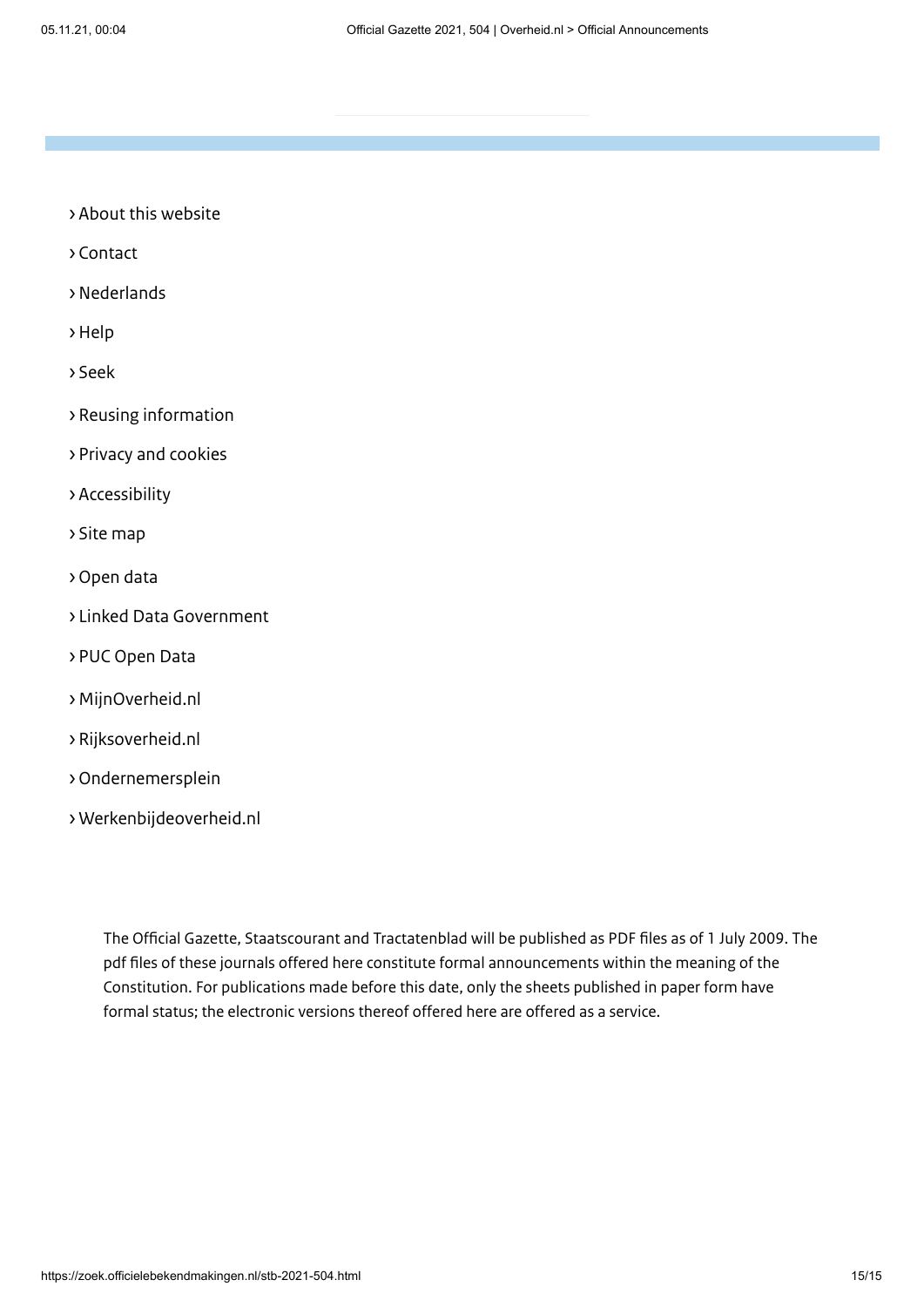- › About this website
- › Contact
- › Nederlands
- › Help
- › Seek
- › Reusing information
- › Privacy and cookies
- › Accessibility
- › Site map
- › Open data
- › Linked Data Government
- › PUC Open Data
- › MijnOverheid.nl
- › Rijksoverheid.nl
- › Ondernemersplein
- › Werkenbijdeoverheid.nl

The Official Gazette, Staatscourant and Tractatenblad will be published as PDF files as of 1 July 2009. The pdf files of these journals offered here constitute formal announcements within the meaning of the Constitution. For publications made before this date, only the sheets published in paper form have formal status; the electronic versions thereof offered here are offered as a service.